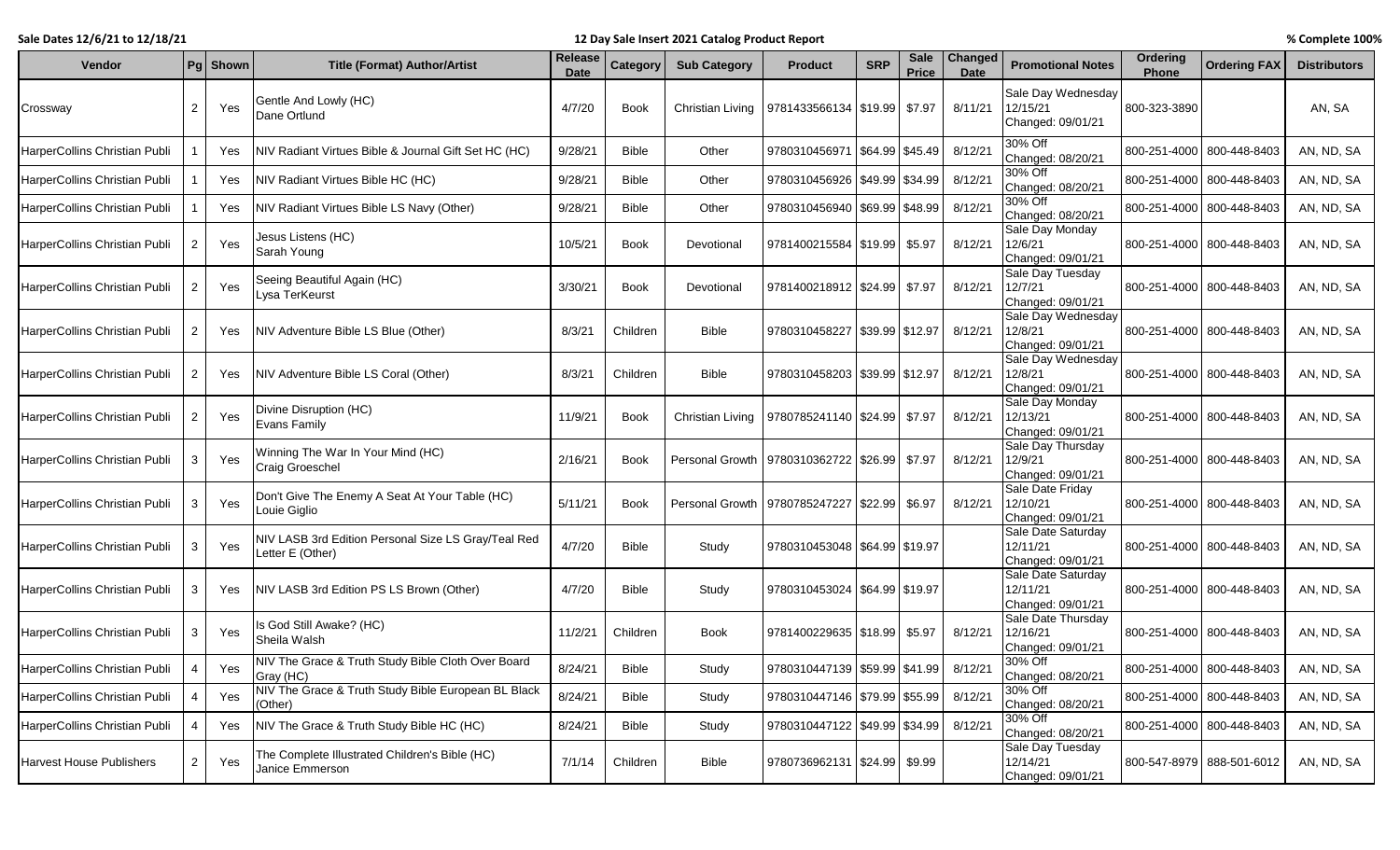Sale Dates 12/6/21 to 12/18/21

**12 Day Sale Insert 2021 Catalog Product Report**

% Complete 100%

| Vendor | Pg | Shown | Title (Format) Author/Artist | Release Date | Category | Sub Category | Product | SRP | Sale Price | Changed Date | Promotional Notes | Ordering Phone | Ordering FAX | Distributors |
|---|---|---|---|---|---|---|---|---|---|---|---|---|---|---|
| Crossway | 2 | Yes | Gentle And Lowly (HC) Dane Ortlund | 4/7/20 | Book | Christian Living | 9781433566134 | $19.99 | $7.97 | 8/11/21 | Sale Day Wednesday 12/15/21 Changed: 09/01/21 | 800-323-3890 | | AN, SA |
| HarperCollins Christian Publi | 1 | Yes | NIV Radiant Virtues Bible & Journal Gift Set HC (HC) | 9/28/21 | Bible | Other | 9780310456971 | $64.99 | $45.49 | 8/12/21 | 30% Off Changed: 08/20/21 | 800-251-4000 | 800-448-8403 | AN, ND, SA |
| HarperCollins Christian Publi | 1 | Yes | NIV Radiant Virtues Bible HC (HC) | 9/28/21 | Bible | Other | 9780310456926 | $49.99 | $34.99 | 8/12/21 | 30% Off Changed: 08/20/21 | 800-251-4000 | 800-448-8403 | AN, ND, SA |
| HarperCollins Christian Publi | 1 | Yes | NIV Radiant Virtues Bible LS Navy (Other) | 9/28/21 | Bible | Other | 9780310456940 | $69.99 | $48.99 | 8/12/21 | 30% Off Changed: 08/20/21 | 800-251-4000 | 800-448-8403 | AN, ND, SA |
| HarperCollins Christian Publi | 2 | Yes | Jesus Listens (HC) Sarah Young | 10/5/21 | Book | Devotional | 9781400215584 | $19.99 | $5.97 | 8/12/21 | Sale Day Monday 12/6/21 Changed: 09/01/21 | 800-251-4000 | 800-448-8403 | AN, ND, SA |
| HarperCollins Christian Publi | 2 | Yes | Seeing Beautiful Again (HC) Lysa TerKeurst | 3/30/21 | Book | Devotional | 9781400218912 | $24.99 | $7.97 | 8/12/21 | Sale Day Tuesday 12/7/21 Changed: 09/01/21 | 800-251-4000 | 800-448-8403 | AN, ND, SA |
| HarperCollins Christian Publi | 2 | Yes | NIV Adventure Bible LS Blue (Other) | 8/3/21 | Children | Bible | 9780310458227 | $39.99 | $12.97 | 8/12/21 | Sale Day Wednesday 12/8/21 Changed: 09/01/21 | 800-251-4000 | 800-448-8403 | AN, ND, SA |
| HarperCollins Christian Publi | 2 | Yes | NIV Adventure Bible LS Coral (Other) | 8/3/21 | Children | Bible | 9780310458203 | $39.99 | $12.97 | 8/12/21 | Sale Day Wednesday 12/8/21 Changed: 09/01/21 | 800-251-4000 | 800-448-8403 | AN, ND, SA |
| HarperCollins Christian Publi | 2 | Yes | Divine Disruption (HC) Evans Family | 11/9/21 | Book | Christian Living | 9780785241140 | $24.99 | $7.97 | 8/12/21 | Sale Day Monday 12/13/21 Changed: 09/01/21 | 800-251-4000 | 800-448-8403 | AN, ND, SA |
| HarperCollins Christian Publi | 3 | Yes | Winning The War In Your Mind (HC) Craig Groeschel | 2/16/21 | Book | Personal Growth | 9780310362722 | $26.99 | $7.97 | 8/12/21 | Sale Day Thursday 12/9/21 Changed: 09/01/21 | 800-251-4000 | 800-448-8403 | AN, ND, SA |
| HarperCollins Christian Publi | 3 | Yes | Don't Give The Enemy A Seat At Your Table (HC) Louie Giglio | 5/11/21 | Book | Personal Growth | 9780785247227 | $22.99 | $6.97 | 8/12/21 | Sale Date Friday 12/10/21 Changed: 09/01/21 | 800-251-4000 | 800-448-8403 | AN, ND, SA |
| HarperCollins Christian Publi | 3 | Yes | NIV LASB 3rd Edition Personal Size LS Gray/Teal Red Letter E (Other) | 4/7/20 | Bible | Study | 9780310453048 | $64.99 | $19.97 | | Sale Date Saturday 12/11/21 Changed: 09/01/21 | 800-251-4000 | 800-448-8403 | AN, ND, SA |
| HarperCollins Christian Publi | 3 | Yes | NIV LASB 3rd Edition PS LS Brown (Other) | 4/7/20 | Bible | Study | 9780310453024 | $64.99 | $19.97 | | Sale Date Saturday 12/11/21 Changed: 09/01/21 | 800-251-4000 | 800-448-8403 | AN, ND, SA |
| HarperCollins Christian Publi | 3 | Yes | Is God Still Awake? (HC) Sheila Walsh | 11/2/21 | Children | Book | 9781400229635 | $18.99 | $5.97 | 8/12/21 | Sale Date Thursday 12/16/21 Changed: 09/01/21 | 800-251-4000 | 800-448-8403 | AN, ND, SA |
| HarperCollins Christian Publi | 4 | Yes | NIV The Grace & Truth Study Bible Cloth Over Board Gray (HC) | 8/24/21 | Bible | Study | 9780310447139 | $59.99 | $41.99 | 8/12/21 | 30% Off Changed: 08/20/21 | 800-251-4000 | 800-448-8403 | AN, ND, SA |
| HarperCollins Christian Publi | 4 | Yes | NIV The Grace & Truth Study Bible European BL Black (Other) | 8/24/21 | Bible | Study | 9780310447146 | $79.99 | $55.99 | 8/12/21 | 30% Off Changed: 08/20/21 | 800-251-4000 | 800-448-8403 | AN, ND, SA |
| HarperCollins Christian Publi | 4 | Yes | NIV The Grace & Truth Study Bible HC (HC) | 8/24/21 | Bible | Study | 9780310447122 | $49.99 | $34.99 | 8/12/21 | 30% Off Changed: 08/20/21 | 800-251-4000 | 800-448-8403 | AN, ND, SA |
| Harvest House Publishers | 2 | Yes | The Complete Illustrated Children's Bible (HC) Janice Emmerson | 7/1/14 | Children | Bible | 9780736962131 | $24.99 | $9.99 | | Sale Day Tuesday 12/14/21 Changed: 09/01/21 | 800-547-8979 | 888-501-6012 | AN, ND, SA |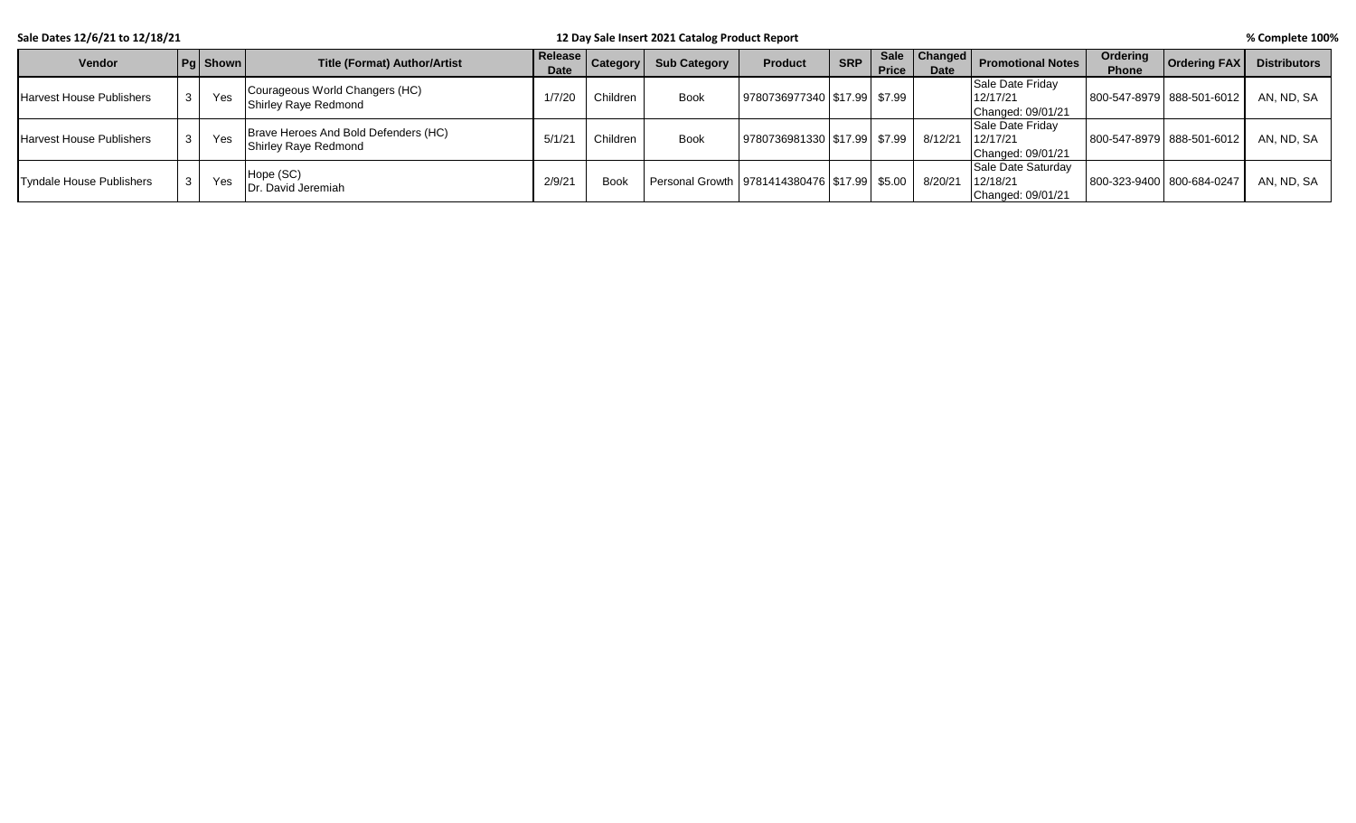Sale Dates 12/6/21 to 12/18/21

12 Day Sale Insert 2021 Catalog Product Report

% Complete 100%

| Vendor | Pg | Shown | Title (Format) Author/Artist | Release Date | Category | Sub Category | Product | SRP | Sale Price | Changed Date | Promotional Notes | Ordering Phone | Ordering FAX | Distributors |
|---|---|---|---|---|---|---|---|---|---|---|---|---|---|---|
| Harvest House Publishers | 3 | Yes | Courageous World Changers (HC)<br>Shirley Raye Redmond | 1/7/20 | Children | Book | 9780736977340 | $17.99 | $7.99 | | Sale Date Friday 12/17/21<br>Changed: 09/01/21 | 800-547-8979 | 888-501-6012 | AN, ND, SA |
| Harvest House Publishers | 3 | Yes | Brave Heroes And Bold Defenders (HC)<br>Shirley Raye Redmond | 5/1/21 | Children | Book | 9780736981330 | $17.99 | $7.99 | 8/12/21 | Sale Date Friday 12/17/21<br>Changed: 09/01/21 | 800-547-8979 | 888-501-6012 | AN, ND, SA |
| Tyndale House Publishers | 3 | Yes | Hope (SC)<br>Dr. David Jeremiah | 2/9/21 | Book | Personal Growth | 9781414380476 | $17.99 | $5.00 | 8/20/21 | Sale Date Saturday 12/18/21<br>Changed: 09/01/21 | 800-323-9400 | 800-684-0247 | AN, ND, SA |